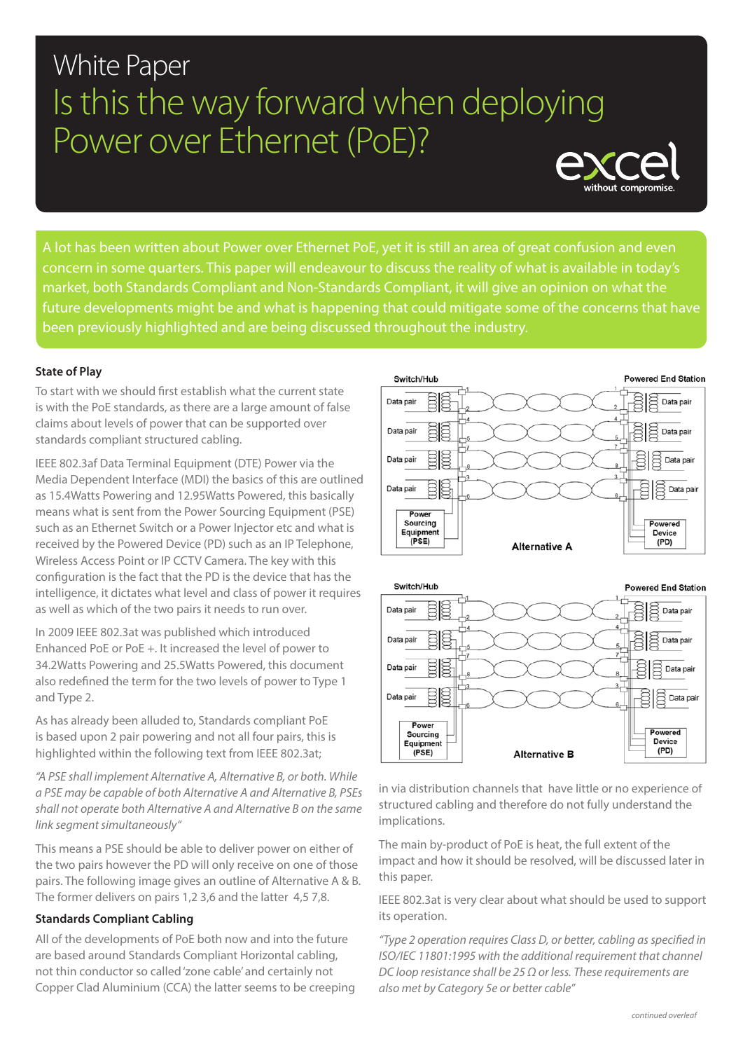# White Paper

## Is this the way forward when deploying Power over Ethernet (PoE)?

excel without compromise.

A lot has been written about Power over Ethernet PoE, yet it is still an area of great confusion and even concern in some quarters. This paper will endeavour to discuss the reality of what is available in today's market, both Standards Compliant and Non-Standards Compliant, it will give an opinion on what the future developments might be and what is happening that could mitigate some of the concerns that have been previously highlighted and are being discussed throughout the industry.

### State of Play

To start with we should first establish what the current state is with the PoE standards, as there are a large amount of false claims about levels of power that can be supported over standards compliant structured cabling.

IEEE 802.3af Data Terminal Equipment (DTE) Power via the Media Dependent Interface (MDI) the basics of this are outlined as 15.4Watts Powering and 12.95Watts Powered, this basically means what is sent from the Power Sourcing Equipment (PSE) such as an Ethernet Switch or a Power Injector etc and what is received by the Powered Device (PD) such as an IP Telephone, Wireless Access Point or IP CCTV Camera. The key with this configuration is the fact that the PD is the device that has the intelligence, it dictates what level and class of power it requires as well as which of the two pairs it needs to run over.

In 2009 IEEE 802.3at was published which introduced Enhanced PoE or PoE +. It increased the level of power to 34.2Watts Powering and 25.5Watts Powered, this document also redefined the term for the two levels of power to Type 1 and Type 2.

As has already been alluded to, Standards compliant PoE is based upon 2 pair powering and not all four pairs, this is highlighted within the following text from IEEE 802.3at;

*"A PSE shall implement Alternative A, Alternative B, or both. While a PSE may be capable of both Alternative A and Alternative B, PSEs shall not operate both Alternative A and Alternative B on the same link segment simultaneously"*

This means a PSE should be able to deliver power on either of the two pairs however the PD will only receive on one of those pairs. The following image gives an outline of Alternative A & B. The former delivers on pairs 1,2 3,6 and the latter 4,5 7,8.

### Standards Compliant Cabling

All of the developments of PoE both now and into the future are based around Standards Compliant Horizontal cabling, not thin conductor so called 'zone cable' and certainly not Copper Clad Aluminium (CCA) the latter seems to be creeping in via distribution channels that have little or no experience of structured cabling and therefore do not fully understand the implications.

The main by-product of PoE is heat, the full extent of the impact and how it should be resolved, will be discussed later in this paper.

IEEE 802.3at is very clear about what should be used to support its operation.

*"Type 2 operation requires Class D, or better, cabling as specified in ISO/IEC 11801:1995 with the additional requirement that channel DC loop resistance shall be 25 Ω or less. These requirements are also met by Category 5e or better cable"*

*continued overleaf*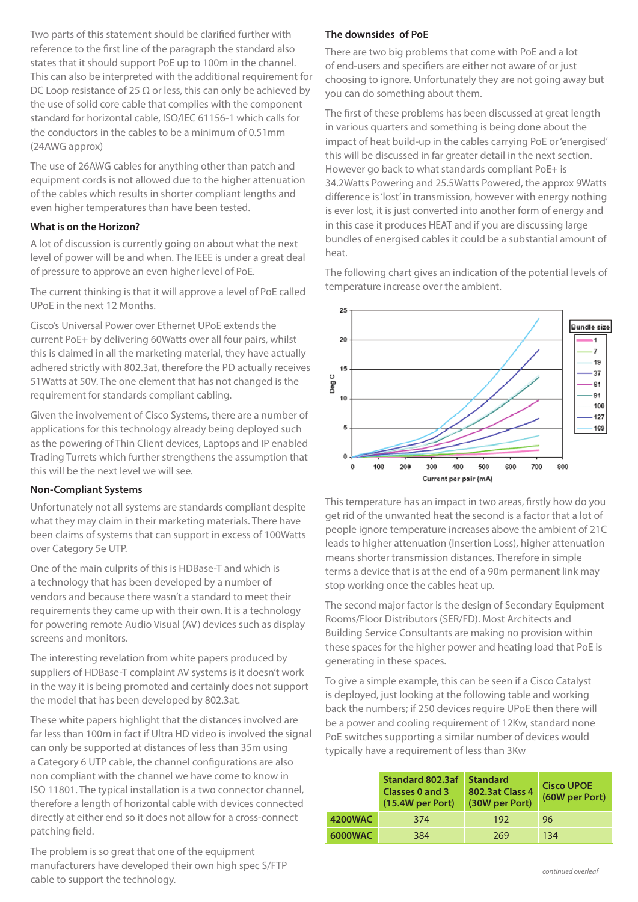Two parts of this statement should be clarified further with reference to the first line of the paragraph the standard also states that it should support PoE up to 100m in the channel. This can also be interpreted with the additional requirement for DC Loop resistance of 25 Ω or less, this can only be achieved by the use of solid core cable that complies with the component standard for horizontal cable, ISO/IEC 61156-1 which calls for the conductors in the cables to be a minimum of 0.51mm (24AWG approx)

The use of 26AWG cables for anything other than patch and equipment cords is not allowed due to the higher attenuation of the cables which results in shorter compliant lengths and even higher temperatures than have been tested.

### What is on the Horizon?

A lot of discussion is currently going on about what the next level of power will be and when. The IEEE is under a great deal of pressure to approve an even higher level of PoE.

The current thinking is that it will approve a level of PoE called UPoE in the next 12 Months.

Cisco's Universal Power over Ethernet UPoE extends the current PoE+ by delivering 60Watts over all four pairs, whilst this is claimed in all the marketing material, they have actually adhered strictly with 802.3at, therefore the PD actually receives 51Watts at 50V. The one element that has not changed is the requirement for standards compliant cabling.

Given the involvement of Cisco Systems, there are a number of applications for this technology already being deployed such as the powering of Thin Client devices, Laptops and IP enabled Trading Turrets which further strengthens the assumption that this will be the next level we will see.

### Non-Compliant Systems

Unfortunately not all systems are standards compliant despite what they may claim in their marketing materials. There have been claims of systems that can support in excess of 100Watts over Category 5e UTP.

One of the main culprits of this is HDBase-T and which is a technology that has been developed by a number of vendors and because there wasn't a standard to meet their requirements they came up with their own. It is a technology for powering remote Audio Visual (AV) devices such as display screens and monitors.

The interesting revelation from white papers produced by suppliers of HDBase-T complaint AV systems is it doesn't work in the way it is being promoted and certainly does not support the model that has been developed by 802.3at.

These white papers highlight that the distances involved are far less than 100m in fact if Ultra HD video is involved the signal can only be supported at distances of less than 35m using a Category 6 UTP cable, the channel configurations are also non compliant with the channel we have come to know in ISO 11801. The typical installation is a two connector channel, therefore a length of horizontal cable with devices connected directly at either end so it does not allow for a cross-connect patching field.

The problem is so great that one of the equipment manufacturers have developed their own high spec S/FTP cable to support the technology.

### The downsides of PoE

There are two big problems that come with PoE and a lot of end-users and specifiers are either not aware of or just choosing to ignore. Unfortunately they are not going away but you can do something about them.

The first of these problems has been discussed at great length in various quarters and something is being done about the impact of heat build-up in the cables carrying PoE or 'energised' this will be discussed in far greater detail in the next section. However go back to what standards compliant PoE+ is 34.2Watts Powering and 25.5Watts Powered, the approx 9Watts difference is 'lost' in transmission, however with energy nothing is ever lost, it is just converted into another form of energy and in this case it produces HEAT and if you are discussing large bundles of energised cables it could be a substantial amount of heat.

The following chart gives an indication of the potential levels of temperature increase over the ambient.

This temperature has an impact in two areas, firstly how do you get rid of the unwanted heat the second is a factor that a lot of people ignore temperature increases above the ambient of 21C leads to higher attenuation (Insertion Loss), higher attenuation means shorter transmission distances. Therefore in simple terms a device that is at the end of a 90m permanent link may stop working once the cables heat up.

The second major factor is the design of Secondary Equipment Rooms/Floor Distributors (SER/FD). Most Architects and Building Service Consultants are making no provision within these spaces for the higher power and heating load that PoE is generating in these spaces.

To give a simple example, this can be seen if a Cisco Catalyst is deployed, just looking at the following table and working back the numbers; if 250 devices require UPoE then there will be a power and cooling requirement of 12Kw, standard none PoE switches supporting a similar number of devices would typically have a requirement of less than 3Kw

| | Standard 802.3af Classes 0 and 3 (15.4W per Port) | Standard 802.3at Class 4 (30W per Port) | Cisco UPOE (60W per Port) |
|---|---|---|---|
| 4200WAC | 374 | 192 | 96 |
| 6000WAC | 384 | 269 | 134 |

*continued overleaf*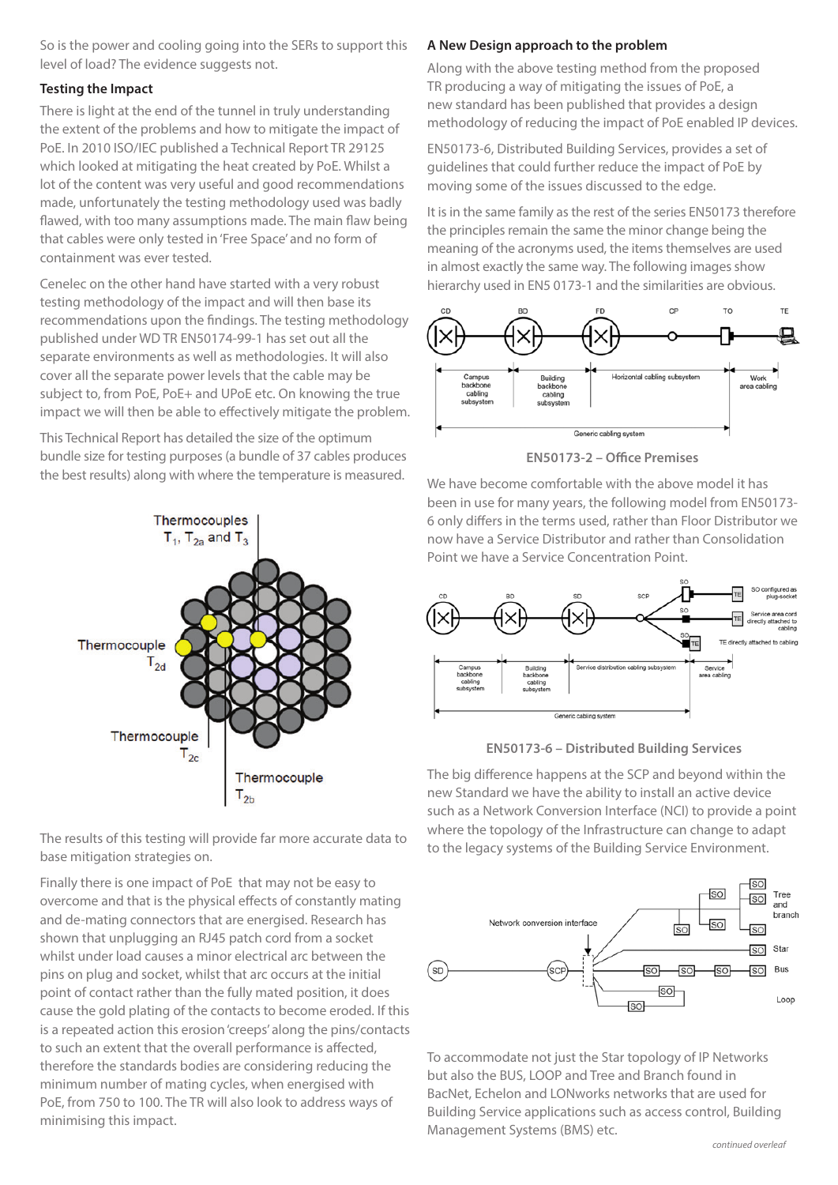So is the power and cooling going into the SERs to support this level of load? The evidence suggests not.

### Testing the Impact

There is light at the end of the tunnel in truly understanding the extent of the problems and how to mitigate the impact of PoE. In 2010 ISO/IEC published a Technical Report TR 29125 which looked at mitigating the heat created by PoE. Whilst a lot of the content was very useful and good recommendations made, unfortunately the testing methodology used was badly flawed, with too many assumptions made. The main flaw being that cables were only tested in 'Free Space' and no form of containment was ever tested.

Cenelec on the other hand have started with a very robust testing methodology of the impact and will then base its recommendations upon the findings. The testing methodology published under WD TR EN50174-99-1 has set out all the separate environments as well as methodologies. It will also cover all the separate power levels that the cable may be subject to, from PoE, PoE+ and UPoE etc. On knowing the true impact we will then be able to effectively mitigate the problem.

This Technical Report has detailed the size of the optimum bundle size for testing purposes (a bundle of 37 cables produces the best results) along with where the temperature is measured.

Thermocouples $T_1$, $T_{2a}$ and $T_3$

Thermocouple $T_{2d}$

Thermocouple $T_{2c}$

Thermocouple $T_{2b}$

The results of this testing will provide far more accurate data to base mitigation strategies on.

Finally there is one impact of PoE that may not be easy to overcome and that is the physical effects of constantly mating and de-mating connectors that are energised. Research has shown that unplugging an RJ45 patch cord from a socket whilst under load causes a minor electrical arc between the pins on plug and socket, whilst that arc occurs at the initial point of contact rather than the fully mated position, it does cause the gold plating of the contacts to become eroded. If this is a repeated action this erosion 'creeps' along the pins/contacts to such an extent that the overall performance is affected, therefore the standards bodies are considering reducing the minimum number of mating cycles, when energised with PoE, from 750 to 100. The TR will also look to address ways of minimising this impact.

### A New Design approach to the problem

Along with the above testing method from the proposed TR producing a way of mitigating the issues of PoE, a new standard has been published that provides a design methodology of reducing the impact of PoE enabled IP devices.

EN50173-6, Distributed Building Services, provides a set of guidelines that could further reduce the impact of PoE by moving some of the issues discussed to the edge.

It is in the same family as the rest of the series EN50173 therefore the principles remain the same the minor change being the meaning of the acronyms used, the items themselves are used in almost exactly the same way. The following images show hierarchy used in EN5 0173-1 and the similarities are obvious.

CD BD FD CP TO TE

Campus backbone cabling subsystem | Building backbone cabling subsystem | Horizontal cabling subsystem | Work area cabling

Generic cabling system

**EN50173-2 – Office Premises**

We have become comfortable with the above model it has been in use for many years, the following model from EN50173-6 only differs in the terms used, rather than Floor Distributor we now have a Service Distributor and rather than Consolidation Point we have a Service Concentration Point.

CD BD SD SCP SO TE

SO configured as plug-socket | Service area cord directly attached to cabling | TE directly attached to cabling

Campus backbone cabling subsystem | Building backbone cabling subsystem | Service distribution cabling subsystem | Service area cabling

Generic cabling system

**EN50173-6 – Distributed Building Services**

The big difference happens at the SCP and beyond within the new Standard we have the ability to install an active device such as a Network Conversion Interface (NCI) to provide a point where the topology of the Infrastructure can change to adapt to the legacy systems of the Building Service Environment.

Network conversion interface

SD SCP SO

Tree and branch | Star | Bus | Loop

To accommodate not just the Star topology of IP Networks but also the BUS, LOOP and Tree and Branch found in BacNet, Echelon and LONworks networks that are used for Building Service applications such as access control, Building Management Systems (BMS) etc.

*continued overleaf*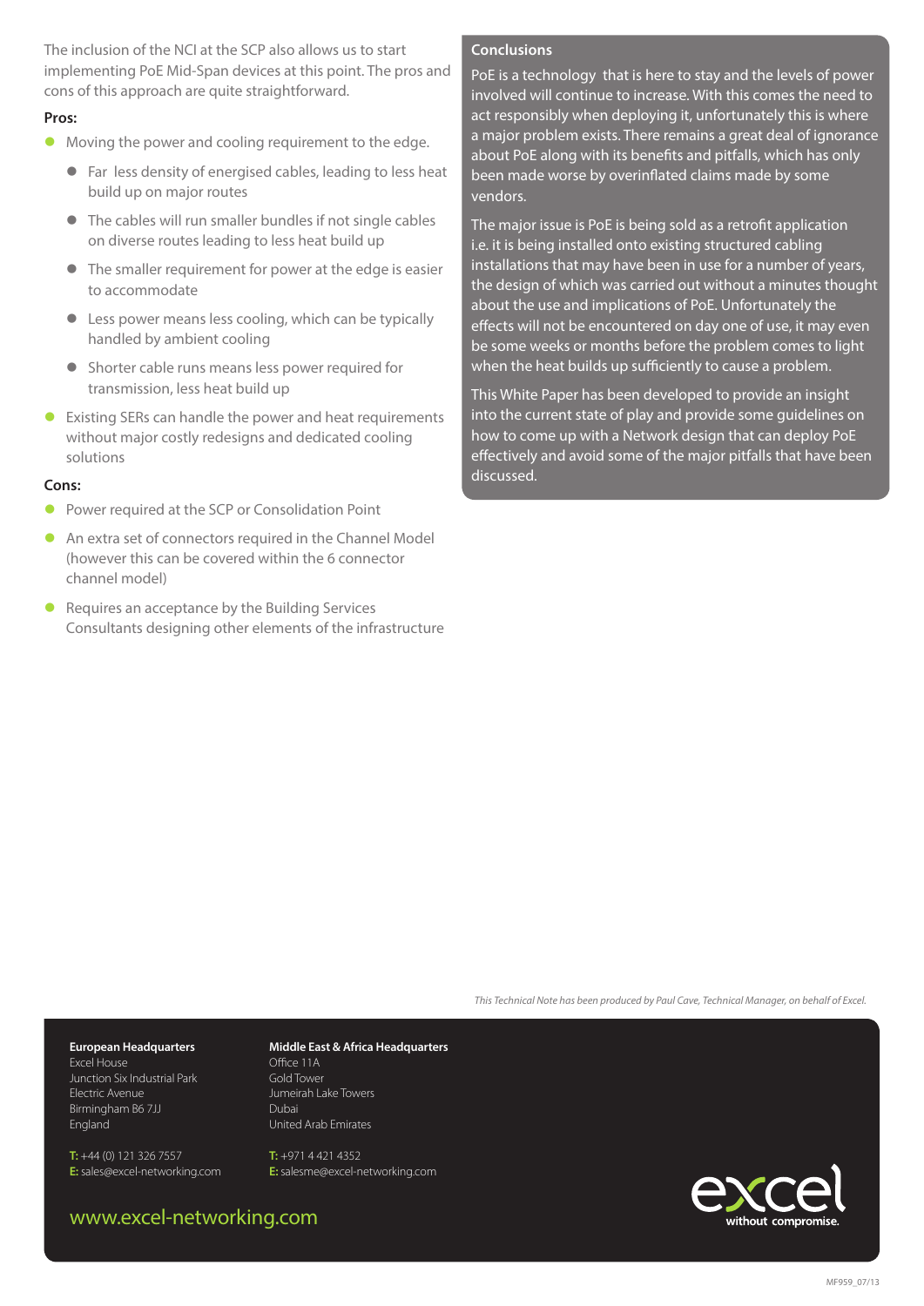The inclusion of the NCI at the SCP also allows us to start implementing PoE Mid-Span devices at this point. The pros and cons of this approach are quite straightforward.

**Pros:**

- Moving the power and cooling requirement to the edge.
  - Far less density of energised cables, leading to less heat build up on major routes
  - The cables will run smaller bundles if not single cables on diverse routes leading to less heat build up
  - The smaller requirement for power at the edge is easier to accommodate
  - Less power means less cooling, which can be typically handled by ambient cooling
  - Shorter cable runs means less power required for transmission, less heat build up
- Existing SERs can handle the power and heat requirements without major costly redesigns and dedicated cooling solutions

**Cons:**

- Power required at the SCP or Consolidation Point
- An extra set of connectors required in the Channel Model (however this can be covered within the 6 connector channel model)
- Requires an acceptance by the Building Services Consultants designing other elements of the infrastructure

## Conclusions

PoE is a technology that is here to stay and the levels of power involved will continue to increase. With this comes the need to act responsibly when deploying it, unfortunately this is where a major problem exists. There remains a great deal of ignorance about PoE along with its benefits and pitfalls, which has only been made worse by overinflated claims made by some vendors.

The major issue is PoE is being sold as a retrofit application i.e. it is being installed onto existing structured cabling installations that may have been in use for a number of years, the design of which was carried out without a minutes thought about the use and implications of PoE. Unfortunately the effects will not be encountered on day one of use, it may even be some weeks or months before the problem comes to light when the heat builds up sufficiently to cause a problem.

This White Paper has been developed to provide an insight into the current state of play and provide some guidelines on how to come up with a Network design that can deploy PoE effectively and avoid some of the major pitfalls that have been discussed.

*This Technical Note has been produced by Paul Cave, Technical Manager, on behalf of Excel.*

**European Headquarters**
Excel House
Junction Six Industrial Park
Electric Avenue
Birmingham B6 7JJ
England

**T:** +44 (0) 121 326 7557
**E:** sales@excel-networking.com

**Middle East & Africa Headquarters**
Office 11A
Gold Tower
Jumeirah Lake Towers
Dubai
United Arab Emirates

**T:** +971 4 421 4352
**E:** salesme@excel-networking.com

www.excel-networking.com

excel
without compromise.

MF959_07/13